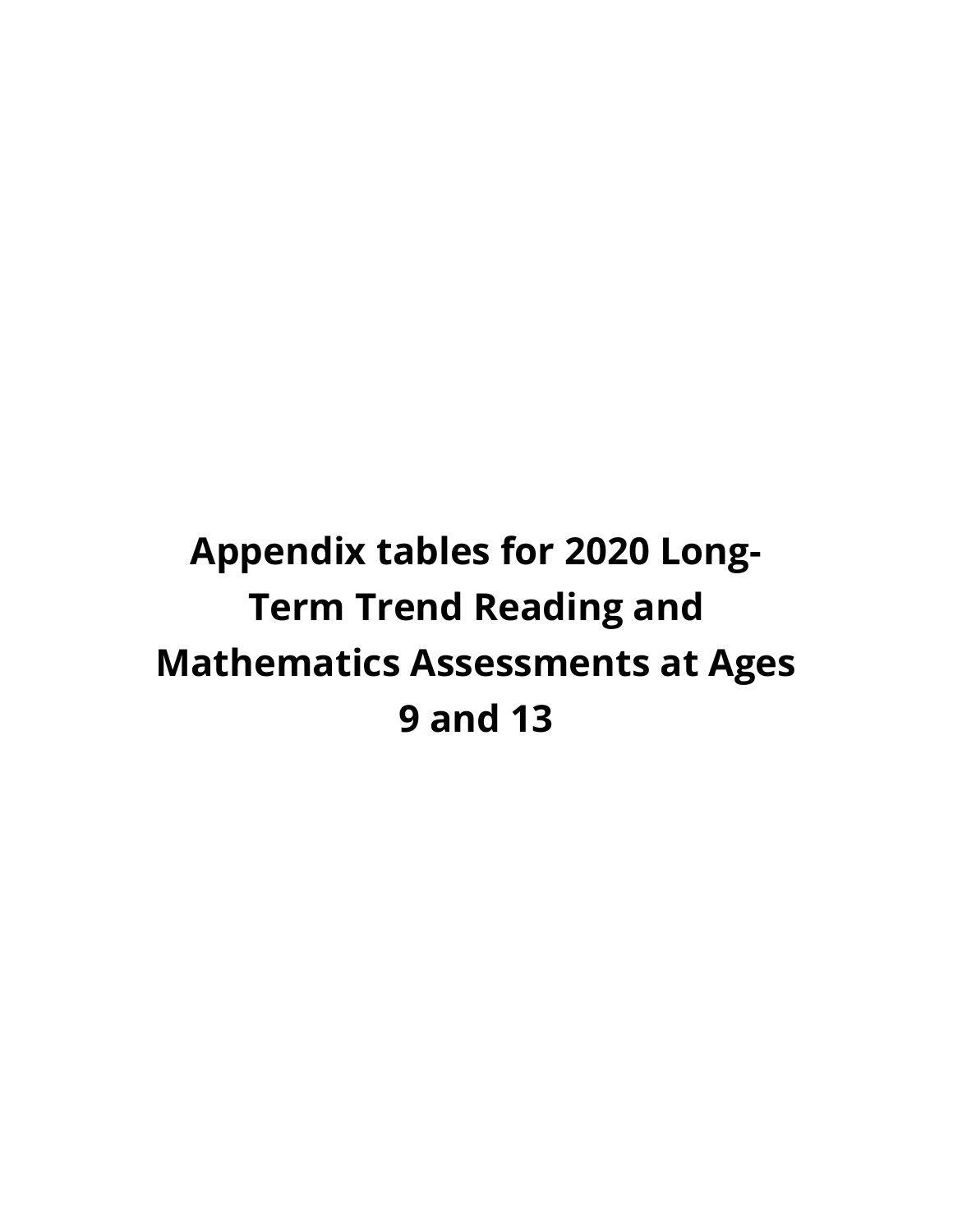# Appendix tables for 2020 Long-Term Trend Reading and Mathematics Assessments at Ages 9 and 13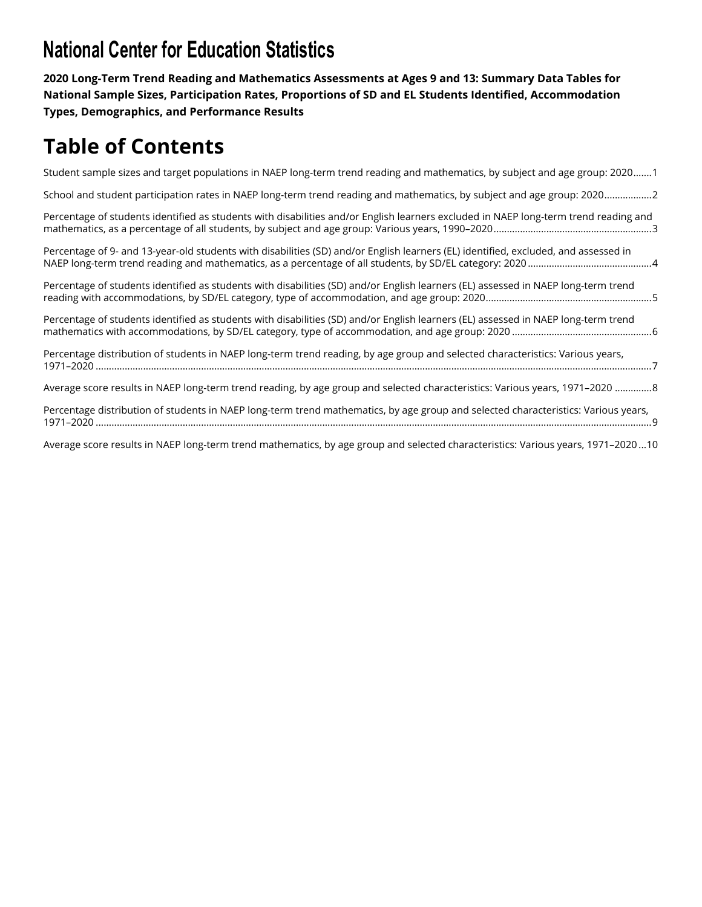# National Center for Education Statistics

**2020 Long-Term Trend Reading and Mathematics Assessments at Ages 9 and 13: Summary Data Tables for National Sample Sizes, Participation Rates, Proportions of SD and EL Students Identified, Accommodation Types, Demographics, and Performance Results**

## Table of Contents

Student sample sizes and target populations in NAEP long-term trend reading and mathematics, by subject and age group: 2020.......1

School and student participation rates in NAEP long-term trend reading and mathematics, by subject and age group: 2020..................2

Percentage of students identified as students with disabilities and/or English learners excluded in NAEP long-term trend reading and mathematics, as a percentage of all students, by subject and age group: Various years, 1990–2020...........................................................3

Percentage of 9- and 13-year-old students with disabilities (SD) and/or English learners (EL) identified, excluded, and assessed in NAEP long-term trend reading and mathematics, as a percentage of all students, by SD/EL category: 2020...............................................4

Percentage of students identified as students with disabilities (SD) and/or English learners (EL) assessed in NAEP long-term trend reading with accommodations, by SD/EL category, type of accommodation, and age group: 2020..............................................................5

Percentage of students identified as students with disabilities (SD) and/or English learners (EL) assessed in NAEP long-term trend mathematics with accommodations, by SD/EL category, type of accommodation, and age group: 2020 .....................................................6

Percentage distribution of students in NAEP long-term trend reading, by age group and selected characteristics: Various years, 1971–2020 .......................................................................................................................................................................................................7

Average score results in NAEP long-term trend reading, by age group and selected characteristics: Various years, 1971–2020 ..............8

Percentage distribution of students in NAEP long-term trend mathematics, by age group and selected characteristics: Various years, 1971–2020 .......................................................................................................................................................................................................9

Average score results in NAEP long-term trend mathematics, by age group and selected characteristics: Various years, 1971–2020...10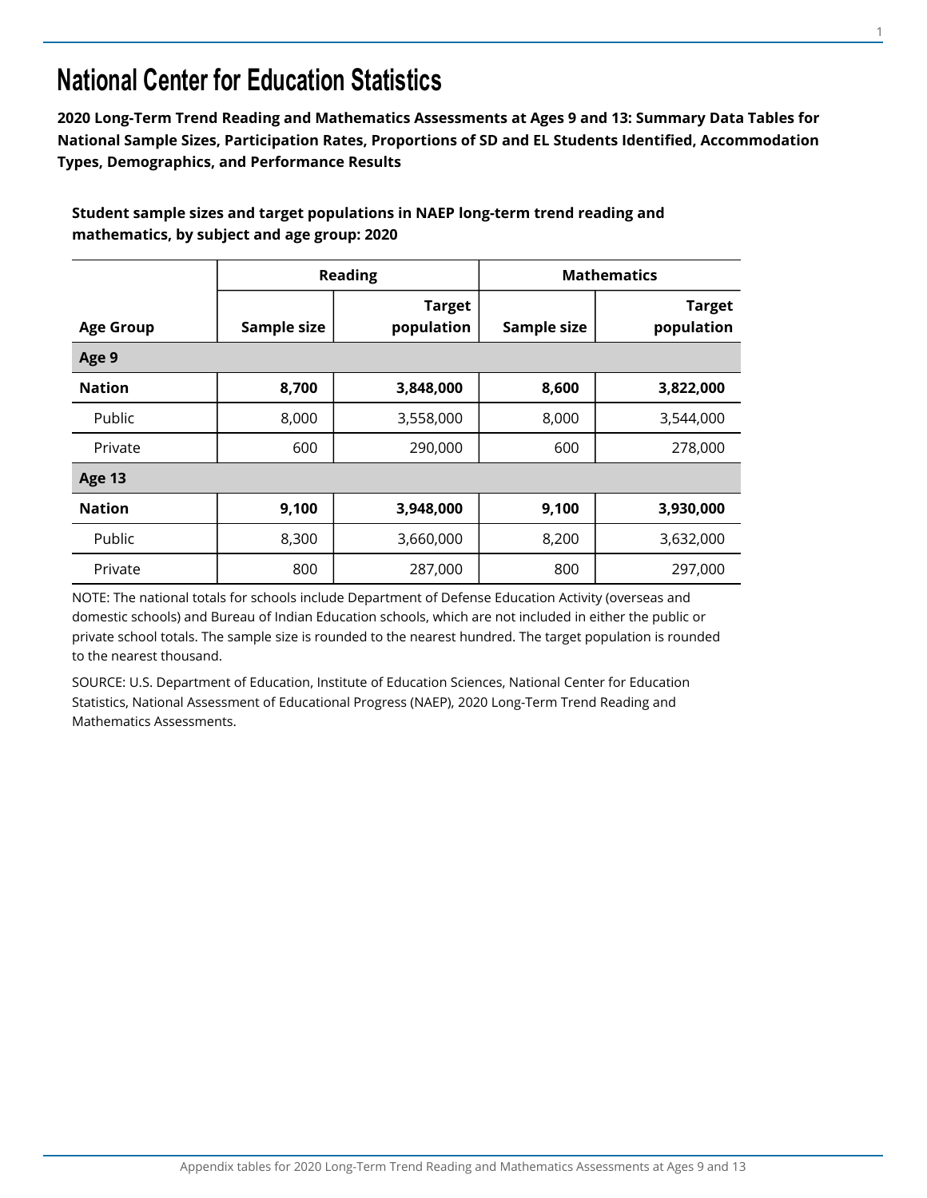# National Center for Education Statistics

**2020 Long-Term Trend Reading and Mathematics Assessments at Ages 9 and 13: Summary Data Tables for National Sample Sizes, Participation Rates, Proportions of SD and EL Students Identified, Accommodation Types, Demographics, and Performance Results**

**Student sample sizes and target populations in NAEP long-term trend reading and mathematics, by subject and age group: 2020**

| | Reading | | Mathematics | |
|---|---|---|---|---|
| **Age Group** | **Sample size** | **Target population** | **Sample size** | **Target population** |
| **Age 9** | | | | |
| **Nation** | **8,700** | **3,848,000** | **8,600** | **3,822,000** |
| Public | 8,000 | 3,558,000 | 8,000 | 3,544,000 |
| Private | 600 | 290,000 | 600 | 278,000 |
| **Age 13** | | | | |
| **Nation** | **9,100** | **3,948,000** | **9,100** | **3,930,000** |
| Public | 8,300 | 3,660,000 | 8,200 | 3,632,000 |
| Private | 800 | 287,000 | 800 | 297,000 |

NOTE: The national totals for schools include Department of Defense Education Activity (overseas and domestic schools) and Bureau of Indian Education schools, which are not included in either the public or private school totals. The sample size is rounded to the nearest hundred. The target population is rounded to the nearest thousand.

SOURCE: U.S. Department of Education, Institute of Education Sciences, National Center for Education Statistics, National Assessment of Educational Progress (NAEP), 2020 Long-Term Trend Reading and Mathematics Assessments.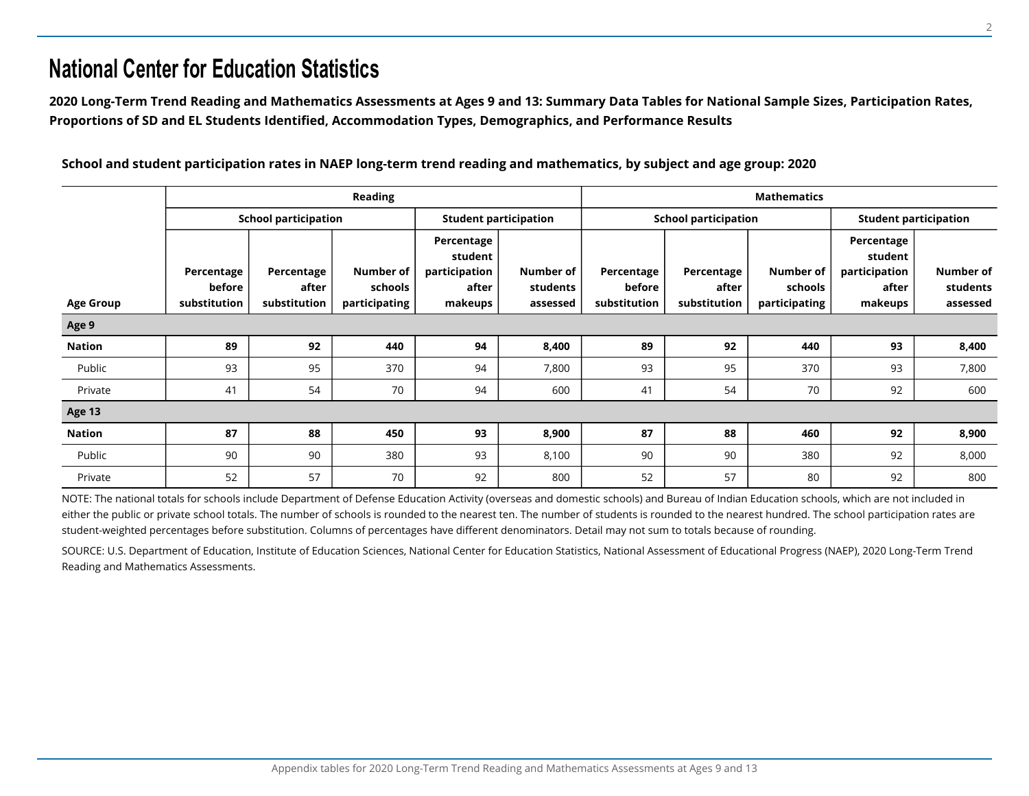# National Center for Education Statistics

**2020 Long-Term Trend Reading and Mathematics Assessments at Ages 9 and 13: Summary Data Tables for National Sample Sizes, Participation Rates, Proportions of SD and EL Students Identified, Accommodation Types, Demographics, and Performance Results**

**School and student participation rates in NAEP long-term trend reading and mathematics, by subject and age group: 2020**

| | Reading | | | | | Mathematics | | | | |
|---|---|---|---|---|---|---|---|---|---|---|
| | School participation | | | Student participation | | School participation | | | Student participation | |
| Age Group | Percentage before substitution | Percentage after substitution | Number of schools participating | Percentage student participation after makeups | Number of students assessed | Percentage before substitution | Percentage after substitution | Number of schools participating | Percentage student participation after makeups | Number of students assessed |
| **Age 9** | | | | | | | | | | |
| **Nation** | **89** | **92** | **440** | **94** | **8,400** | **89** | **92** | **440** | **93** | **8,400** |
| Public | 93 | 95 | 370 | 94 | 7,800 | 93 | 95 | 370 | 93 | 7,800 |
| Private | 41 | 54 | 70 | 94 | 600 | 41 | 54 | 70 | 92 | 600 |
| **Age 13** | | | | | | | | | | |
| **Nation** | **87** | **88** | **450** | **93** | **8,900** | **87** | **88** | **460** | **92** | **8,900** |
| Public | 90 | 90 | 380 | 93 | 8,100 | 90 | 90 | 380 | 92 | 8,000 |
| Private | 52 | 57 | 70 | 92 | 800 | 52 | 57 | 80 | 92 | 800 |

NOTE: The national totals for schools include Department of Defense Education Activity (overseas and domestic schools) and Bureau of Indian Education schools, which are not included in either the public or private school totals. The number of schools is rounded to the nearest ten. The number of students is rounded to the nearest hundred. The school participation rates are student-weighted percentages before substitution. Columns of percentages have different denominators. Detail may not sum to totals because of rounding.

SOURCE: U.S. Department of Education, Institute of Education Sciences, National Center for Education Statistics, National Assessment of Educational Progress (NAEP), 2020 Long-Term Trend Reading and Mathematics Assessments.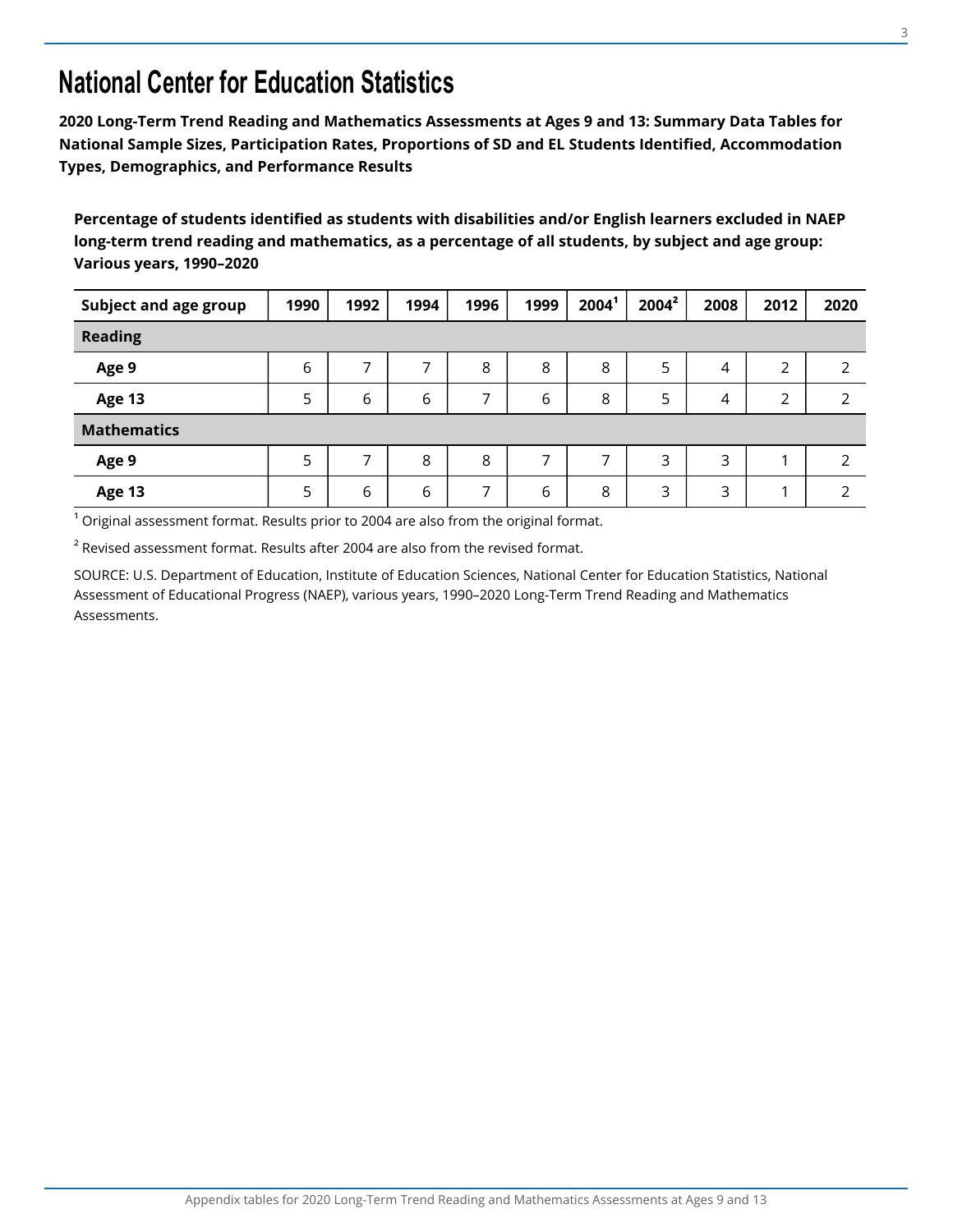# National Center for Education Statistics

**2020 Long-Term Trend Reading and Mathematics Assessments at Ages 9 and 13: Summary Data Tables for National Sample Sizes, Participation Rates, Proportions of SD and EL Students Identified, Accommodation Types, Demographics, and Performance Results**

**Percentage of students identified as students with disabilities and/or English learners excluded in NAEP long-term trend reading and mathematics, as a percentage of all students, by subject and age group: Various years, 1990–2020**

| Subject and age group | 1990 | 1992 | 1994 | 1996 | 1999 | 2004[1] | 2004[2] | 2008 | 2012 | 2020 |
|---|---|---|---|---|---|---|---|---|---|---|
| **Reading** | | | | | | | | | | |
| Age 9 | 6 | 7 | 7 | 8 | 8 | 8 | 5 | 4 | 2 | 2 |
| Age 13 | 5 | 6 | 6 | 7 | 6 | 8 | 5 | 4 | 2 | 2 |
| **Mathematics** | | | | | | | | | | |
| Age 9 | 5 | 7 | 8 | 8 | 7 | 7 | 3 | 3 | 1 | 2 |
| Age 13 | 5 | 6 | 6 | 7 | 6 | 8 | 3 | 3 | 1 | 2 |

[1] Original assessment format. Results prior to 2004 are also from the original format.

[2] Revised assessment format. Results after 2004 are also from the revised format.

SOURCE: U.S. Department of Education, Institute of Education Sciences, National Center for Education Statistics, National Assessment of Educational Progress (NAEP), various years, 1990–2020 Long-Term Trend Reading and Mathematics Assessments.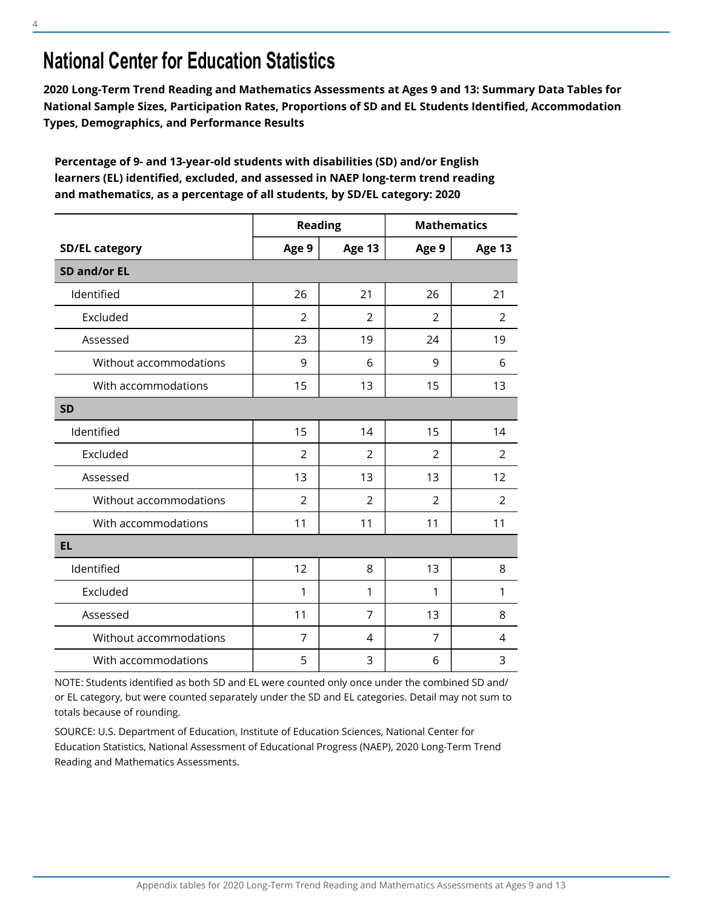# National Center for Education Statistics

**2020 Long-Term Trend Reading and Mathematics Assessments at Ages 9 and 13: Summary Data Tables for National Sample Sizes, Participation Rates, Proportions of SD and EL Students Identified, Accommodation Types, Demographics, and Performance Results**

**Percentage of 9- and 13-year-old students with disabilities (SD) and/or English learners (EL) identified, excluded, and assessed in NAEP long-term trend reading and mathematics, as a percentage of all students, by SD/EL category: 2020**

| | Reading | | Mathematics | |
|---|---|---|---|---|
| **SD/EL category** | **Age 9** | **Age 13** | **Age 9** | **Age 13** |
| **SD and/or EL** | | | | |
| Identified | 26 | 21 | 26 | 21 |
| Excluded | 2 | 2 | 2 | 2 |
| Assessed | 23 | 19 | 24 | 19 |
| Without accommodations | 9 | 6 | 9 | 6 |
| With accommodations | 15 | 13 | 15 | 13 |
| **SD** | | | | |
| Identified | 15 | 14 | 15 | 14 |
| Excluded | 2 | 2 | 2 | 2 |
| Assessed | 13 | 13 | 13 | 12 |
| Without accommodations | 2 | 2 | 2 | 2 |
| With accommodations | 11 | 11 | 11 | 11 |
| **EL** | | | | |
| Identified | 12 | 8 | 13 | 8 |
| Excluded | 1 | 1 | 1 | 1 |
| Assessed | 11 | 7 | 13 | 8 |
| Without accommodations | 7 | 4 | 7 | 4 |
| With accommodations | 5 | 3 | 6 | 3 |

NOTE: Students identified as both SD and EL were counted only once under the combined SD and/or EL category, but were counted separately under the SD and EL categories. Detail may not sum to totals because of rounding.

SOURCE: U.S. Department of Education, Institute of Education Sciences, National Center for Education Statistics, National Assessment of Educational Progress (NAEP), 2020 Long-Term Trend Reading and Mathematics Assessments.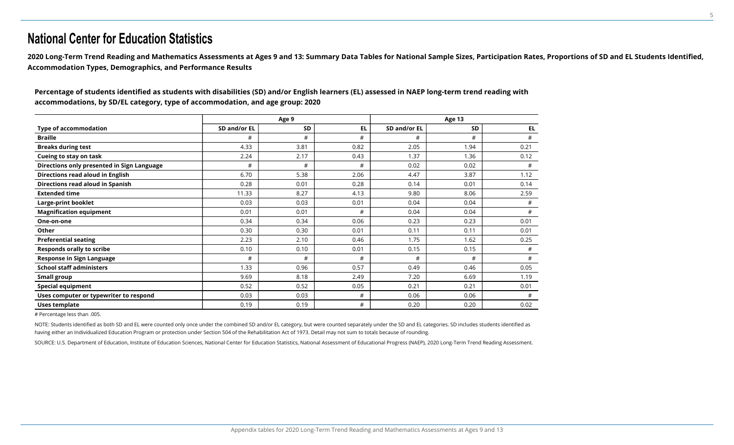# National Center for Education Statistics

**2020 Long-Term Trend Reading and Mathematics Assessments at Ages 9 and 13: Summary Data Tables for National Sample Sizes, Participation Rates, Proportions of SD and EL Students Identified, Accommodation Types, Demographics, and Performance Results**

**Percentage of students identified as students with disabilities (SD) and/or English learners (EL) assessed in NAEP long-term trend reading with accommodations, by SD/EL category, type of accommodation, and age group: 2020**

| | Age 9 | | | Age 13 | | |
|---|---|---|---|---|---|---|
| **Type of accommodation** | **SD and/or EL** | **SD** | **EL** | **SD and/or EL** | **SD** | **EL** |
| **Braille** | # | # | # | # | # | # |
| **Breaks during test** | 4.33 | 3.81 | 0.82 | 2.05 | 1.94 | 0.21 |
| **Cueing to stay on task** | 2.24 | 2.17 | 0.43 | 1.37 | 1.36 | 0.12 |
| **Directions only presented in Sign Language** | # | # | # | 0.02 | 0.02 | # |
| **Directions read aloud in English** | 6.70 | 5.38 | 2.06 | 4.47 | 3.87 | 1.12 |
| **Directions read aloud in Spanish** | 0.28 | 0.01 | 0.28 | 0.14 | 0.01 | 0.14 |
| **Extended time** | 11.33 | 8.27 | 4.13 | 9.80 | 8.06 | 2.59 |
| **Large-print booklet** | 0.03 | 0.03 | 0.01 | 0.04 | 0.04 | # |
| **Magnification equipment** | 0.01 | 0.01 | # | 0.04 | 0.04 | # |
| **One-on-one** | 0.34 | 0.34 | 0.06 | 0.23 | 0.23 | 0.01 |
| **Other** | 0.30 | 0.30 | 0.01 | 0.11 | 0.11 | 0.01 |
| **Preferential seating** | 2.23 | 2.10 | 0.46 | 1.75 | 1.62 | 0.25 |
| **Responds orally to scribe** | 0.10 | 0.10 | 0.01 | 0.15 | 0.15 | # |
| **Response in Sign Language** | # | # | # | # | # | # |
| **School staff administers** | 1.33 | 0.96 | 0.57 | 0.49 | 0.46 | 0.05 |
| **Small group** | 9.69 | 8.18 | 2.49 | 7.20 | 6.69 | 1.19 |
| **Special equipment** | 0.52 | 0.52 | 0.05 | 0.21 | 0.21 | 0.01 |
| **Uses computer or typewriter to respond** | 0.03 | 0.03 | # | 0.06 | 0.06 | # |
| **Uses template** | 0.19 | 0.19 | # | 0.20 | 0.20 | 0.02 |

# Percentage less than .005.

NOTE: Students identified as both SD and EL were counted only once under the combined SD and/or EL category, but were counted separately under the SD and EL categories. SD includes students identified as having either an Individualized Education Program or protection under Section 504 of the Rehabilitation Act of 1973. Detail may not sum to totals because of rounding.

SOURCE: U.S. Department of Education, Institute of Education Sciences, National Center for Education Statistics, National Assessment of Educational Progress (NAEP), 2020 Long-Term Trend Reading Assessment.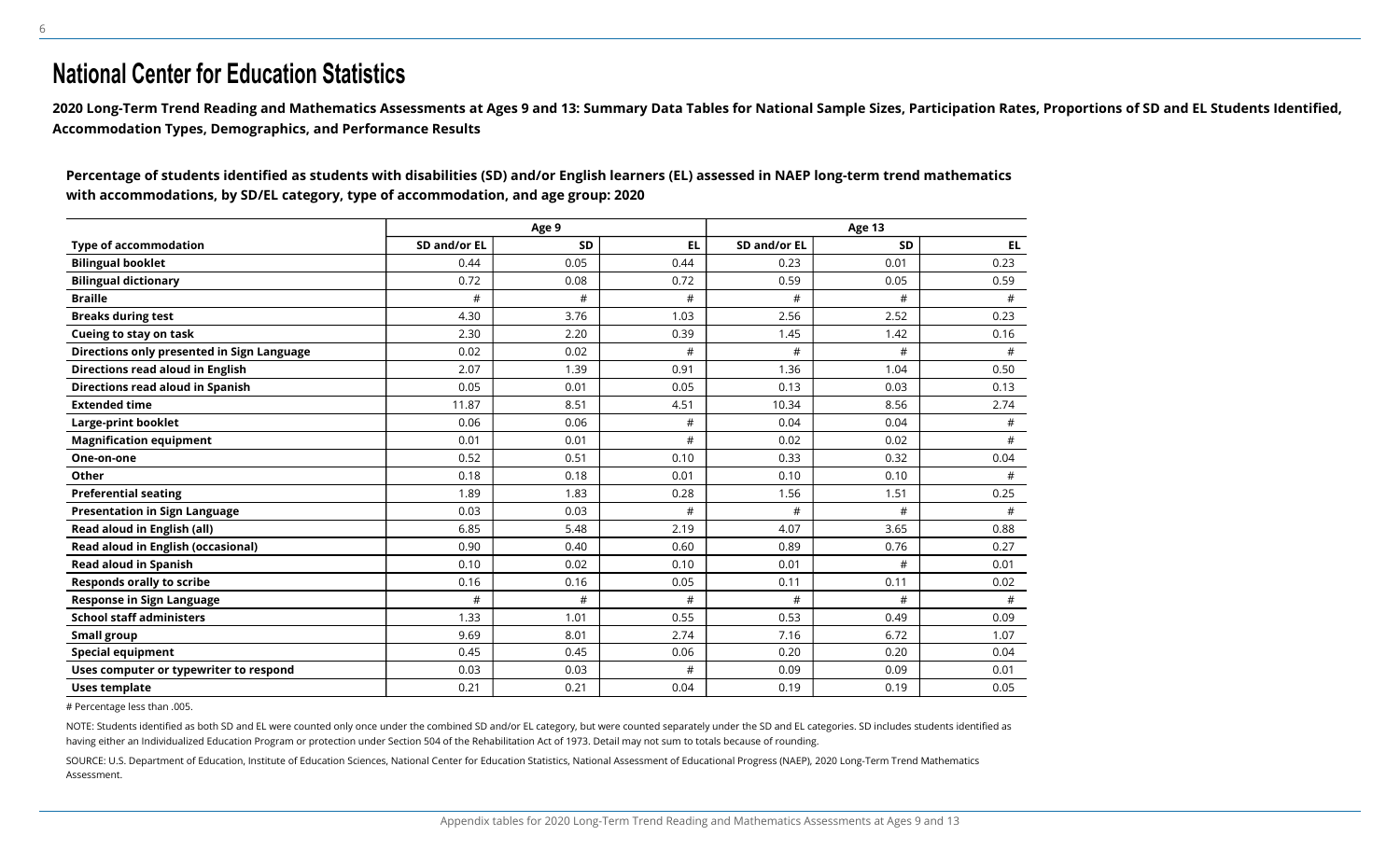## National Center for Education Statistics

**2020 Long-Term Trend Reading and Mathematics Assessments at Ages 9 and 13: Summary Data Tables for National Sample Sizes, Participation Rates, Proportions of SD and EL Students Identified, Accommodation Types, Demographics, and Performance Results**

**Percentage of students identified as students with disabilities (SD) and/or English learners (EL) assessed in NAEP long-term trend mathematics with accommodations, by SD/EL category, type of accommodation, and age group: 2020**

| | Age 9 | | | Age 13 | | |
|---|---|---|---|---|---|---|
| **Type of accommodation** | **SD and/or EL** | **SD** | **EL** | **SD and/or EL** | **SD** | **EL** |
| **Bilingual booklet** | 0.44 | 0.05 | 0.44 | 0.23 | 0.01 | 0.23 |
| **Bilingual dictionary** | 0.72 | 0.08 | 0.72 | 0.59 | 0.05 | 0.59 |
| **Braille** | # | # | # | # | # | # |
| **Breaks during test** | 4.30 | 3.76 | 1.03 | 2.56 | 2.52 | 0.23 |
| **Cueing to stay on task** | 2.30 | 2.20 | 0.39 | 1.45 | 1.42 | 0.16 |
| **Directions only presented in Sign Language** | 0.02 | 0.02 | # | # | # | # |
| **Directions read aloud in English** | 2.07 | 1.39 | 0.91 | 1.36 | 1.04 | 0.50 |
| **Directions read aloud in Spanish** | 0.05 | 0.01 | 0.05 | 0.13 | 0.03 | 0.13 |
| **Extended time** | 11.87 | 8.51 | 4.51 | 10.34 | 8.56 | 2.74 |
| **Large-print booklet** | 0.06 | 0.06 | # | 0.04 | 0.04 | # |
| **Magnification equipment** | 0.01 | 0.01 | # | 0.02 | 0.02 | # |
| **One-on-one** | 0.52 | 0.51 | 0.10 | 0.33 | 0.32 | 0.04 |
| **Other** | 0.18 | 0.18 | 0.01 | 0.10 | 0.10 | # |
| **Preferential seating** | 1.89 | 1.83 | 0.28 | 1.56 | 1.51 | 0.25 |
| **Presentation in Sign Language** | 0.03 | 0.03 | # | # | # | # |
| **Read aloud in English (all)** | 6.85 | 5.48 | 2.19 | 4.07 | 3.65 | 0.88 |
| **Read aloud in English (occasional)** | 0.90 | 0.40 | 0.60 | 0.89 | 0.76 | 0.27 |
| **Read aloud in Spanish** | 0.10 | 0.02 | 0.10 | 0.01 | # | 0.01 |
| **Responds orally to scribe** | 0.16 | 0.16 | 0.05 | 0.11 | 0.11 | 0.02 |
| **Response in Sign Language** | # | # | # | # | # | # |
| **School staff administers** | 1.33 | 1.01 | 0.55 | 0.53 | 0.49 | 0.09 |
| **Small group** | 9.69 | 8.01 | 2.74 | 7.16 | 6.72 | 1.07 |
| **Special equipment** | 0.45 | 0.45 | 0.06 | 0.20 | 0.20 | 0.04 |
| **Uses computer or typewriter to respond** | 0.03 | 0.03 | # | 0.09 | 0.09 | 0.01 |
| **Uses template** | 0.21 | 0.21 | 0.04 | 0.19 | 0.19 | 0.05 |

# Percentage less than .005.

NOTE: Students identified as both SD and EL were counted only once under the combined SD and/or EL category, but were counted separately under the SD and EL categories. SD includes students identified as having either an Individualized Education Program or protection under Section 504 of the Rehabilitation Act of 1973. Detail may not sum to totals because of rounding.

SOURCE: U.S. Department of Education, Institute of Education Sciences, National Center for Education Statistics, National Assessment of Educational Progress (NAEP), 2020 Long-Term Trend Mathematics Assessment.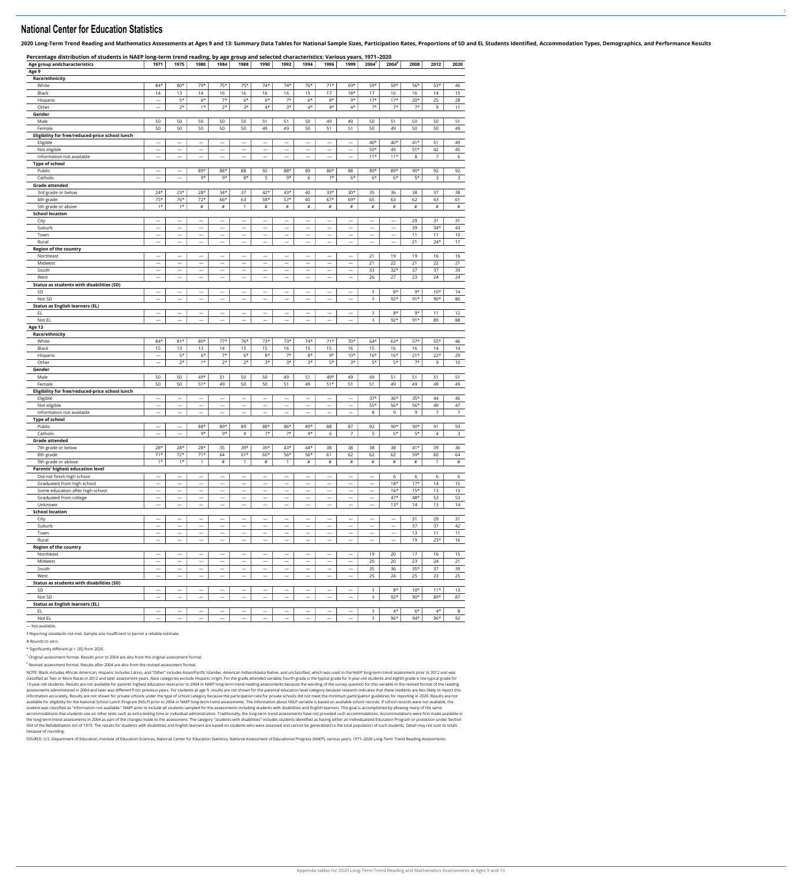# National Center for Education Statistics

**2020 Long-Term Trend Reading and Mathematics Assessments at Ages 9 and 13: Summary Data Tables for National Sample Sizes, Participation Rates, Proportions of SD and EL Students Identified, Accommodation Types, Demographics, and Performance Results**

**Percentage distribution of students in NAEP long-term trend reading, by age group and selected characteristics: Various years, 1971–2020**

| Age group and characteristics | 1971 | 1975 | 1980 | 1984 | 1988 | 1990 | 1992 | 1994 | 1996 | 1999 | 2004[1] | 2004[2] | 2008 | 2012 | 2020 |
|---|---|---|---|---|---|---|---|---|---|---|---|---|---|---|---|
| **Age 9** | | | | | | | | | | | | | | | |
| **Race/ethnicity** | | | | | | | | | | | | | | | |
| White | 84* | 80* | 79* | 75* | 75* | 74* | 74* | 76* | 71* | 69* | 59* | 59* | 56* | 53* | 46 |
| Black | 14 | 13 | 14 | 16 | 16 | 16 | 16 | 15 | 17 | 18* | 17 | 16 | 16 | 14 | 15 |
| Hispanic | — | 5* | 6* | 7* | 6* | 6* | 7* | 6* | 8* | 9* | 17* | 17* | 20* | 25 | 28 |
| Other | — | 2* | 1* | 2* | 3* | 4* | 3* | 4* | 4* | 4* | 7* | 7* | 7* | 9 | 11 |
| **Gender** | | | | | | | | | | | | | | | |
| Male | 50 | 50 | 50 | 50 | 50 | 51 | 51 | 50 | 49 | 49 | 50 | 51 | 50 | 50 | 51 |
| Female | 50 | 50 | 50 | 50 | 50 | 49 | 49 | 50 | 51 | 51 | 50 | 49 | 50 | 50 | 49 |
| **Eligibility for free/reduced-price school lunch** | | | | | | | | | | | | | | | |
| Eligible | — | — | — | — | — | — | — | — | — | — | 40* | 40* | 41* | 51 | 49 |
| Not eligible | — | — | — | — | — | — | — | — | — | — | 50* | 49 | 51* | 42 | 45 |
| Information not available | — | — | — | — | — | — | — | — | — | — | 11* | 11* | 8 | 7 | 6 |
| **Type of school** | | | | | | | | | | | | | | | |
| Public | — | — | 89* | 88* | 88 | 92 | 88* | 89 | 86* | 88 | 89* | 89* | 90* | 92 | 92 |
| Catholic | — | — | 9* | 9* | 8* | 5 | 9* | 6 | 7* | 6* | 6* | 6* | 5* | 3 | 3 |
| **Grade attended** | | | | | | | | | | | | | | | |
| 3rd grade or below | 24* | 23* | 28* | 34* | 37 | 42* | 43* | 40 | 33* | 30* | 35 | 36 | 38 | 37 | 38 |
| 4th grade | 75* | 76* | 72* | 66* | 63 | 58* | 57* | 60 | 67* | 69* | 65 | 63 | 62 | 63 | 61 |
| 5th grade or above | 1* | 1* | # | # | 1 | # | # | # | # | # | # | # | # | # | # |
| **School location** | | | | | | | | | | | | | | | |
| City | — | — | — | — | — | — | — | — | — | — | — | — | 29 | 31 | 31 |
| Suburb | — | — | — | — | — | — | — | — | — | — | — | — | 39 | 34* | 43 |
| Town | — | — | — | — | — | — | — | — | — | — | — | — | 11 | 11 | 10 |
| Rural | — | — | — | — | — | — | — | — | — | — | — | — | 21 | 24* | 17 |
| **Region of the country** | | | | | | | | | | | | | | | |
| Northeast | — | — | — | — | — | — | — | — | — | — | 21 | 19 | 19 | 16 | 16 |
| Midwest | — | — | — | — | — | — | — | — | — | — | 21 | 22 | 21 | 22 | 21 |
| South | — | — | — | — | — | — | — | — | — | — | 33 | 32* | 37 | 37 | 39 |
| West | — | — | — | — | — | — | — | — | — | — | 26 | 27 | 23 | 24 | 24 |
| **Status as students with disabilities (SD)** | | | | | | | | | | | | | | | |
| SD | — | — | — | — | — | — | — | — | — | — | ‡ | 8* | 9* | 10* | 14 |
| Not SD | — | — | — | — | — | — | — | — | — | — | ‡ | 92* | 91* | 90* | 86 |
| **Status as English learners (EL)** | | | | | | | | | | | | | | | |
| EL | — | — | — | — | — | — | — | — | — | — | ‡ | 8* | 9* | 11 | 12 |
| Not EL | — | — | — | — | — | — | — | — | — | — | ‡ | 92* | 91* | 89 | 88 |
| **Age 13** | | | | | | | | | | | | | | | |
| **Race/ethnicity** | | | | | | | | | | | | | | | |
| White | 84* | 81* | 80* | 77* | 76* | 73* | 73* | 74* | 71* | 70* | 64* | 63* | 57* | 55* | 46 |
| Black | 15 | 13 | 13 | 14 | 15 | 15 | 16 | 15 | 15 | 16 | 15 | 16 | 16 | 14 | 14 |
| Hispanic | — | 5* | 6* | 7* | 6* | 8* | 7* | 8* | 9* | 10* | 16* | 16* | 21* | 22* | 29 |
| Other | — | 2* | 1* | 2* | 2* | 3* | 3* | 3* | 5* | 3* | 5* | 5* | 7* | 9 | 10 |
| **Gender** | | | | | | | | | | | | | | | |
| Male | 50 | 50 | 49* | 51 | 50 | 50 | 49 | 51 | 49* | 49 | 49 | 51 | 51 | 51 | 51 |
| Female | 50 | 50 | 51* | 49 | 50 | 50 | 51 | 49 | 51* | 51 | 51 | 49 | 49 | 49 | 49 |
| **Eligibility for free/reduced-price school lunch** | | | | | | | | | | | | | | | |
| Eligible | — | — | — | — | — | — | — | — | — | — | 37* | 36* | 35* | 44 | 46 |
| Not eligible | — | — | — | — | — | — | — | — | — | — | 55* | 56* | 56* | 49 | 47 |
| Information not available | — | — | — | — | — | — | — | — | — | — | 8 | 9 | 9 | 7 | 7 |
| **Type of school** | | | | | | | | | | | | | | | |
| Public | — | — | 88* | 89* | 89 | 88* | 86* | 89* | 88 | 87 | 92 | 90* | 90* | 91 | 93 |
| Catholic | — | — | 9* | 9* | 9 | 7* | 7* | 9* | 6 | 7 | 5 | 5* | 5* | 4 | 3 |
| **Grade attended** | | | | | | | | | | | | | | | |
| 7th grade or below | 28* | 28* | 28* | 35 | 39* | 39* | 43* | 44* | 38 | 38 | 38 | 38 | 41* | 39 | 36 |
| 8th grade | 71* | 72* | 71* | 64 | 61* | 60* | 56* | 56* | 61 | 62 | 62 | 62 | 59* | 60 | 64 |
| 9th grade or above | 1* | 1* | 1 | # | 1 | # | 1 | # | # | # | # | # | # | 1 | # |
| **Parents' highest education level** | | | | | | | | | | | | | | | |
| Did not finish high school | — | — | — | — | — | — | — | — | — | — | — | 6 | 6 | 6 | 6 |
| Graduated from high school | — | — | — | — | — | — | — | — | — | — | — | 18* | 17* | 14 | 15 |
| Some education after high school | — | — | — | — | — | — | — | — | — | — | — | 16* | 15* | 13 | 13 |
| Graduated from college | — | — | — | — | — | — | — | — | — | — | — | 47* | 48* | 53 | 53 |
| Unknown | — | — | — | — | — | — | — | — | — | — | — | 13* | 14 | 13 | 14 |
| **School location** | | | | | | | | | | | | | | | |
| City | — | — | — | — | — | — | — | — | — | — | — | — | 31 | 29 | 31 |
| Suburb | — | — | — | — | — | — | — | — | — | — | — | — | 37 | 37 | 42 |
| Town | — | — | — | — | — | — | — | — | — | — | — | — | 13 | 11 | 11 |
| Rural | — | — | — | — | — | — | — | — | — | — | — | — | 19 | 23* | 16 |
| **Region of the country** | | | | | | | | | | | | | | | |
| Northeast | — | — | — | — | — | — | — | — | — | — | 19 | 20 | 17 | 16 | 15 |
| Midwest | — | — | — | — | — | — | — | — | — | — | 20 | 20 | 23 | 24 | 21 |
| South | — | — | — | — | — | — | — | — | — | — | 35 | 36 | 35* | 37 | 39 |
| West | — | — | — | — | — | — | — | — | — | — | 25 | 24 | 25 | 23 | 25 |
| **Status as students with disabilities (SD)** | | | | | | | | | | | | | | | |
| SD | — | — | — | — | — | — | — | — | — | — | ‡ | 8* | 10* | 11* | 13 |
| Not SD | — | — | — | — | — | — | — | — | — | — | ‡ | 92* | 90* | 89* | 87 |
| **Status as English learners (EL)** | | | | | | | | | | | | | | | |
| EL | — | — | — | — | — | — | — | — | — | — | ‡ | 4* | 6* | 4* | 8 |
| Not EL | — | — | — | — | — | — | — | — | — | — | ‡ | 96* | 94* | 96* | 92 |

— Not available.

‡ Reporting standards not met. Sample size insufficient to permit a reliable estimate.

# Rounds to zero.

* Significantly different ($p$ < .05) from 2020.

[1] Original assessment format. Results prior to 2004 are also from the original assessment format.

[2] Revised assessment format. Results after 2004 are also from the revised assessment format.

NOTE: Black includes African American, Hispanic includes Latino, and "Other" includes Asian/Pacific Islander, American Indian/Alaska Native, and unclassified, which was used in the NAEP long-term trend assessment prior to 2012 and was classified as Two or More Races in 2012 and later assessment years. Race categories exclude Hispanic origin. For the grade attended variable, fourth grade is the typical grade for 9-year-old students and eighth grade is the typical grade for 13-year-old students. Results are not available for parents' highest education level prior to 2004 in NAEP long-term trend reading assessments because the wording of the survey question for this variable in the revised format of the reading assessments administered in 2004 and later was different from previous years. For students at age 9, results are not shown for the parental education level category because research indicates that these students are less likely to report this information accurately. Results are not shown for private schools under the type of school category because the participation rate for private schools did not meet the minimum participation guidelines for reporting in 2020. Results are not available for eligibility for the National School Lunch Program (NSLP) prior to 2004 in NAEP long-term trend assessments. The information about NSLP variable is based on available school records. If school records were not available, the student was classified as "Information not available." NAEP aims to include all students sampled for the assessments including students with disabilities and English learners. This goal is accomplished by allowing many of the same accommodations that students use on other tests such as extra testing time or individual administration. Traditionally, the long-term trend assessments have not provided such accommodations. Accommodations were first made available in the long-term trend assessments in 2004 as part of the changes made to the assessment. The category "students with disabilities" includes students identified as having either an Individualized Education Program or protection under Section 504 of the Rehabilitation Act of 1973. The results for students with disabilities and English learners are based on students who were assessed and cannot be generalized to the total population of such students. Detail may not sum to totals because of rounding.

SOURCE: U.S. Department of Education, Institute of Education Sciences, National Center for Education Statistics, National Assessment of Educational Progress (NAEP), various years, 1971–2020 Long-Term Trend Reading Assessments.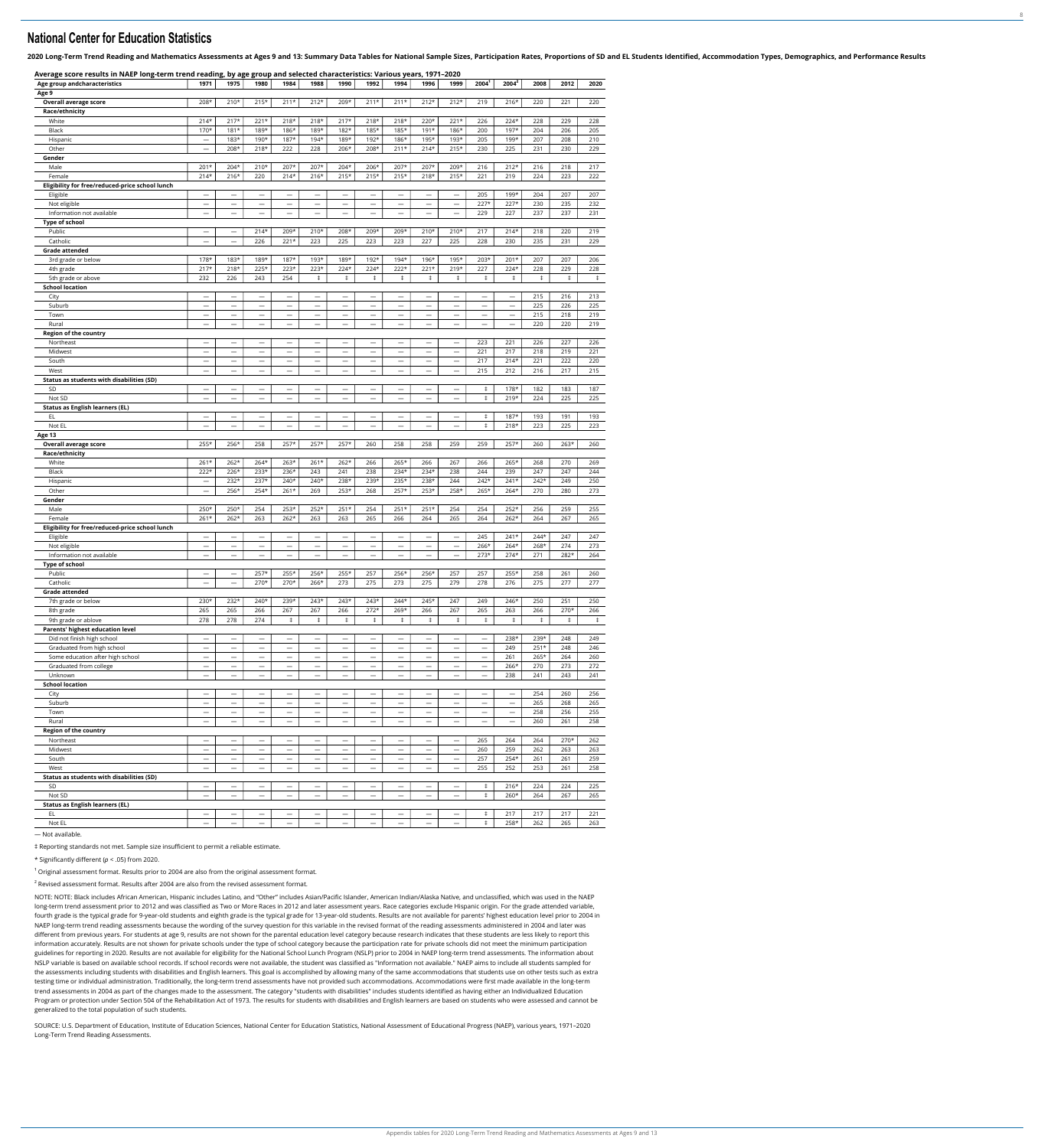# National Center for Education Statistics

**2020 Long-Term Trend Reading and Mathematics Assessments at Ages 9 and 13: Summary Data Tables for National Sample Sizes, Participation Rates, Proportions of SD and EL Students Identified, Accommodation Types, Demographics, and Performance Results**

**Average score results in NAEP long-term trend reading, by age group and selected characteristics: Various years, 1971–2020**

| Age group andcharacteristics | 1971 | 1975 | 1980 | 1984 | 1988 | 1990 | 1992 | 1994 | 1996 | 1999 | 2004[1] | 2004[2] | 2008 | 2012 | 2020 |
|---|---|---|---|---|---|---|---|---|---|---|---|---|---|---|---|
| **Age 9** | | | | | | | | | | | | | | | |
| **Overall average score** | 208* | 210* | 215* | 211* | 212* | 209* | 211* | 211* | 212* | 212* | 219 | 216* | 220 | 221 | 220 |
| **Race/ethnicity** | | | | | | | | | | | | | | | |
| White | 214* | 217* | 221* | 218* | 218* | 217* | 218* | 218* | 220* | 221* | 226 | 224* | 228 | 229 | 228 |
| Black | 170* | 181* | 189* | 186* | 189* | 182* | 185* | 185* | 191* | 186* | 200 | 197* | 204 | 206 | 205 |
| Hispanic | — | 183* | 190* | 187* | 194* | 189* | 192* | 186* | 195* | 193* | 205 | 199* | 207 | 208 | 210 |
| Other | — | 208* | 218* | 222 | 228 | 206* | 208* | 211* | 214* | 215* | 230 | 225 | 231 | 230 | 229 |
| **Gender** | | | | | | | | | | | | | | | |
| Male | 201* | 204* | 210* | 207* | 207* | 204* | 206* | 207* | 207* | 209* | 216 | 212* | 216 | 218 | 217 |
| Female | 214* | 216* | 220 | 214* | 216* | 215* | 215* | 215* | 218* | 215* | 221 | 219 | 224 | 223 | 222 |
| **Eligibility for free/reduced-price school lunch** | | | | | | | | | | | | | | | |
| Eligible | — | — | — | — | — | — | — | — | — | — | 205 | 199* | 204 | 207 | 207 |
| Not eligible | — | — | — | — | — | — | — | — | — | — | 227* | 227* | 230 | 235 | 232 |
| Information not available | — | — | — | — | — | — | — | — | — | — | 229 | 227 | 237 | 237 | 231 |
| **Type of school** | | | | | | | | | | | | | | | |
| Public | — | — | 214* | 209* | 210* | 208* | 209* | 209* | 210* | 210* | 217 | 214* | 218 | 220 | 219 |
| Catholic | — | — | 226 | 221* | 223 | 225 | 223 | 223 | 227 | 225 | 228 | 230 | 235 | 231 | 229 |
| **Grade attended** | | | | | | | | | | | | | | | |
| 3rd grade or below | 178* | 183* | 189* | 187* | 193* | 189* | 192* | 194* | 196* | 195* | 203* | 201* | 207 | 207 | 206 |
| 4th grade | 217* | 218* | 225* | 223* | 223* | 224* | 224* | 222* | 221* | 219* | 227 | 224* | 228 | 229 | 228 |
| 5th grade or above | 232 | 226 | 243 | 254 | ‡ | ‡ | ‡ | ‡ | ‡ | ‡ | ‡ | ‡ | ‡ | ‡ | ‡ |
| **School location** | | | | | | | | | | | | | | | |
| City | — | — | — | — | — | — | — | — | — | — | — | — | 215 | 216 | 213 |
| Suburb | — | — | — | — | — | — | — | — | — | — | — | — | 225 | 226 | 225 |
| Town | — | — | — | — | — | — | — | — | — | — | — | — | 215 | 218 | 219 |
| Rural | — | — | — | — | — | — | — | — | — | — | — | — | 220 | 220 | 219 |
| **Region of the country** | | | | | | | | | | | | | | | |
| Northeast | — | — | — | — | — | — | — | — | — | — | 223 | 221 | 226 | 227 | 226 |
| Midwest | — | — | — | — | — | — | — | — | — | — | 221 | 217 | 218 | 219 | 221 |
| South | — | — | — | — | — | — | — | — | — | — | 217 | 214* | 221 | 222 | 220 |
| West | — | — | — | — | — | — | — | — | — | — | 215 | 212 | 216 | 217 | 215 |
| **Status as students with disabilities (SD)** | | | | | | | | | | | | | | | |
| SD | — | — | — | — | — | — | — | — | — | — | ‡ | 178* | 182 | 183 | 187 |
| Not SD | — | — | — | — | — | — | — | — | — | — | ‡ | 219* | 224 | 225 | 225 |
| **Status as English learners (EL)** | | | | | | | | | | | | | | | |
| EL | — | — | — | — | — | — | — | — | — | — | ‡ | 187* | 193 | 191 | 193 |
| Not EL | — | — | — | — | — | — | — | — | — | — | ‡ | 218* | 223 | 225 | 223 |
| **Age 13** | | | | | | | | | | | | | | | |
| **Overall average score** | 255* | 256* | 258 | 257* | 257* | 257* | 260 | 258 | 258 | 259 | 259 | 257* | 260 | 263* | 260 |
| **Race/ethnicity** | | | | | | | | | | | | | | | |
| White | 261* | 262* | 264* | 263* | 261* | 262* | 266 | 265* | 266 | 267 | 266 | 265* | 268 | 270 | 269 |
| Black | 222* | 226* | 233* | 236* | 243 | 241 | 238 | 234* | 234* | 238 | 244 | 239 | 247 | 247 | 244 |
| Hispanic | — | 232* | 237* | 240* | 240* | 238* | 239* | 235* | 238* | 244 | 242* | 241* | 242* | 249 | 250 |
| Other | — | 256* | 254* | 261* | 269 | 253* | 268 | 257* | 253* | 258* | 265* | 264* | 270 | 280 | 273 |
| **Gender** | | | | | | | | | | | | | | | |
| Male | 250* | 250* | 254 | 253* | 252* | 251* | 254 | 251* | 251* | 254 | 254 | 252* | 256 | 259 | 255 |
| Female | 261* | 262* | 263 | 262* | 263 | 263 | 265 | 266 | 264 | 265 | 264 | 262* | 264 | 267 | 265 |
| **Eligibility for free/reduced-price school lunch** | | | | | | | | | | | | | | | |
| Eligible | — | — | — | — | — | — | — | — | — | — | 245 | 241* | 244* | 247 | 247 |
| Not eligible | — | — | — | — | — | — | — | — | — | — | 266* | 264* | 268* | 274 | 273 |
| Information not available | — | — | — | — | — | — | — | — | — | — | 273* | 274* | 271 | 282* | 264 |
| **Type of school** | | | | | | | | | | | | | | | |
| Public | — | — | 257* | 255* | 256* | 255* | 257 | 256* | 256* | 257 | 257 | 255* | 258 | 261 | 260 |
| Catholic | — | — | 270* | 270* | 266* | 273 | 275 | 273 | 275 | 279 | 278 | 276 | 275 | 277 | 277 |
| **Grade attended** | | | | | | | | | | | | | | | |
| 7th grade or below | 230* | 232* | 240* | 239* | 243* | 243* | 243* | 244* | 245* | 247 | 249 | 246* | 250 | 251 | 250 |
| 8th grade | 265 | 265 | 266 | 267 | 267 | 266 | 272* | 269* | 266 | 267 | 265 | 263 | 266 | 270* | 266 |
| 9th grade or ablove | 278 | 278 | 274 | ‡ | ‡ | ‡ | ‡ | ‡ | ‡ | ‡ | ‡ | ‡ | ‡ | ‡ | ‡ |
| **Parents' highest education level** | | | | | | | | | | | | | | | |
| Did not finish high school | — | — | — | — | — | — | — | — | — | — | — | 238* | 239* | 248 | 249 |
| Graduated from high school | — | — | — | — | — | — | — | — | — | — | — | 249 | 251* | 248 | 246 |
| Some education after high school | — | — | — | — | — | — | — | — | — | — | — | 261 | 265* | 264 | 260 |
| Graduated from college | — | — | — | — | — | — | — | — | — | — | — | 266* | 270 | 273 | 272 |
| Unknown | — | — | — | — | — | — | — | — | — | — | — | 238 | 241 | 243 | 241 |
| **School location** | | | | | | | | | | | | | | | |
| City | — | — | — | — | — | — | — | — | — | — | — | — | 254 | 260 | 256 |
| Suburb | — | — | — | — | — | — | — | — | — | — | — | — | 265 | 268 | 265 |
| Town | — | — | — | — | — | — | — | — | — | — | — | — | 258 | 256 | 255 |
| Rural | — | — | — | — | — | — | — | — | — | — | — | — | 260 | 261 | 258 |
| **Region of the country** | | | | | | | | | | | | | | | |
| Northeast | — | — | — | — | — | — | — | — | — | — | 265 | 264 | 264 | 270* | 262 |
| Midwest | — | — | — | — | — | — | — | — | — | — | 260 | 259 | 262 | 263 | 263 |
| South | — | — | — | — | — | — | — | — | — | — | 257 | 254* | 261 | 261 | 259 |
| West | — | — | — | — | — | — | — | — | — | — | 255 | 252 | 253 | 261 | 258 |
| **Status as students with disabilities (SD)** | | | | | | | | | | | | | | | |
| SD | — | — | — | — | — | — | — | — | — | — | ‡ | 216* | 224 | 224 | 225 |
| Not SD | — | — | — | — | — | — | — | — | — | — | ‡ | 260* | 264 | 267 | 265 |
| **Status as English learners (EL)** | | | | | | | | | | | | | | | |
| EL | — | — | — | — | — | — | — | — | — | — | ‡ | 217 | 217 | 217 | 221 |
| Not EL | — | — | — | — | — | — | — | — | — | — | ‡ | 258* | 262 | 265 | 263 |

— Not available.

‡ Reporting standards not met. Sample size insufficient to permit a reliable estimate.

\* Significantly different ($p < .05$) from 2020.

[1] Original assessment format. Results prior to 2004 are also from the original assessment format.

[2] Revised assessment format. Results after 2004 are also from the revised assessment format.

NOTE: NOTE: Black includes African American, Hispanic includes Latino, and "Other" includes Asian/Pacific Islander, American Indian/Alaska Native, and unclassified, which was used in the NAEP long-term trend assessment prior to 2012 and was classified as Two or More Races in 2012 and later assessment years. Race categories exclude Hispanic origin. For the grade attended variable, fourth grade is the typical grade for 9-year-old students and eighth grade is the typical grade for 13-year-old students. Results are not available for parents' highest education level prior to 2004 in NAEP long-term trend reading assessments because the wording of the survey question for this variable in the revised format of the reading assessments administered in 2004 and later was different from previous years. For students at age 9, results are not shown for the parental education level category because research indicates that these students are less likely to report this information accurately. Results are not shown for private schools under the type of school category because the participation rate for private schools did not meet the minimum participation guidelines for reporting in 2020. Results are not available for eligibility for the National School Lunch Program (NSLP) prior to 2004 in NAEP long-term trend assessments. The information about NSLP variable is based on available school records. If school records were not available, the student was classified as "Information not available." NAEP aims to include all students sampled for the assessments including students with disabilities and English learners. This goal is accomplished by allowing many of the same accommodations that students use on other tests such as extra testing time or individual administration. Traditionally, the long-term trend assessments have not provided such accommodations. Accommodations were first made available in the long-term trend assessments in 2004 as part of the changes made to the assessment. The category "students with disabilities" includes students identified as having either an Individualized Education Program or protection under Section 504 of the Rehabilitation Act of 1973. The results for students with disabilities and English learners are based on students who were assessed and cannot be generalized to the total population of such students.

SOURCE: U.S. Department of Education, Institute of Education Sciences, National Center for Education Statistics, National Assessment of Educational Progress (NAEP), various years, 1971–2020 Long-Term Trend Reading Assessments.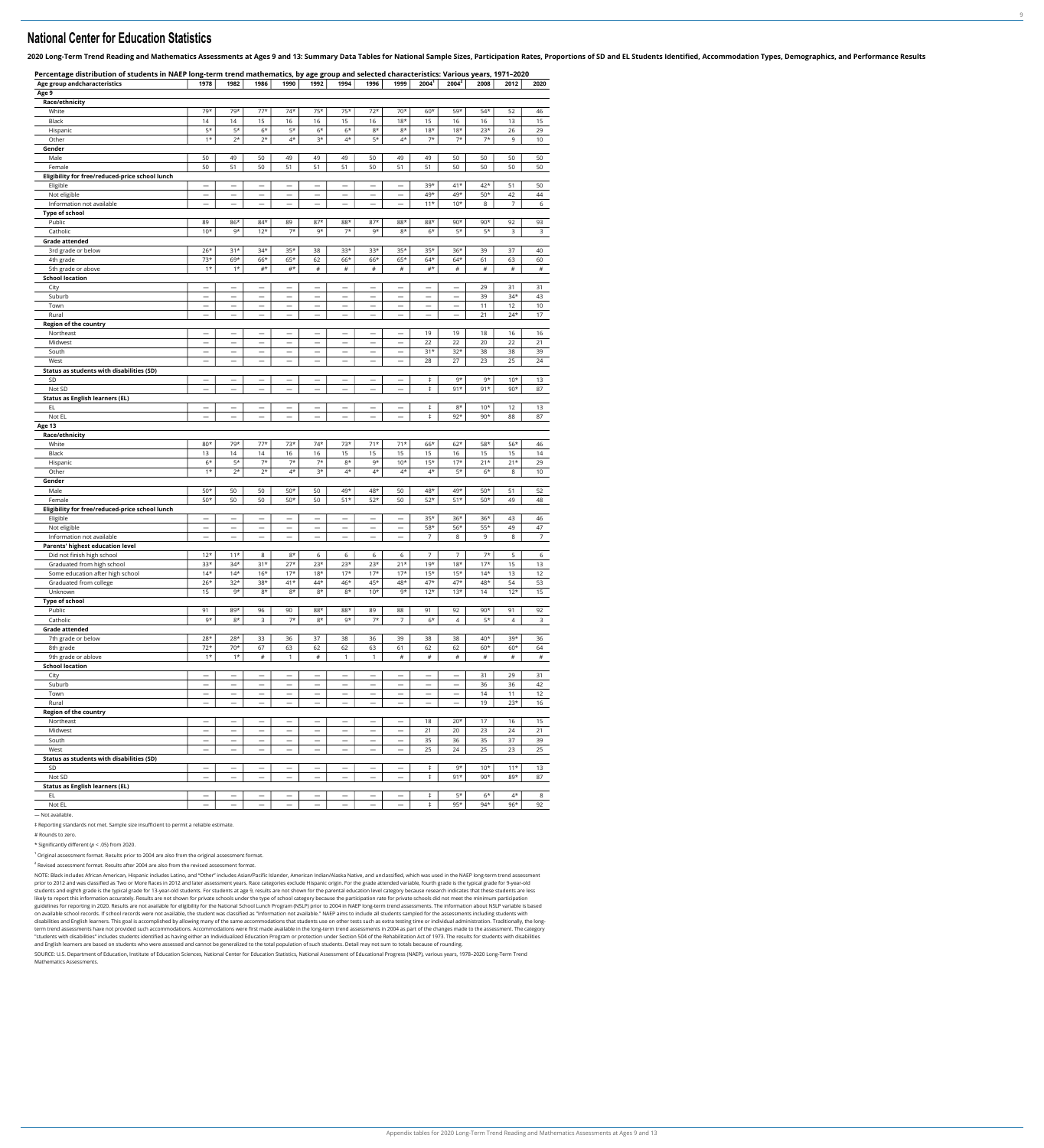# National Center for Education Statistics

**2020 Long-Term Trend Reading and Mathematics Assessments at Ages 9 and 13: Summary Data Tables for National Sample Sizes, Participation Rates, Proportions of SD and EL Students Identified, Accommodation Types, Demographics, and Performance Results**

**Percentage distribution of students in NAEP long-term trend mathematics, by age group and selected characteristics: Various years, 1971–2020**

| Age group andcharacteristics | 1978 | 1982 | 1986 | 1990 | 1992 | 1994 | 1996 | 1999 | 2004[1] | 2004[2] | 2008 | 2012 | 2020 |
|---|---|---|---|---|---|---|---|---|---|---|---|---|---|
| **Age 9** | | | | | | | | | | | | | |
| **Race/ethnicity** | | | | | | | | | | | | | |
| White | 79* | 79* | 77* | 74* | 75* | 75* | 72* | 70* | 60* | 59* | 54* | 52 | 46 |
| Black | 14 | 14 | 15 | 16 | 16 | 15 | 16 | 18* | 15 | 16 | 16 | 13 | 15 |
| Hispanic | 5* | 5* | 6* | 5* | 6* | 6* | 8* | 8* | 18* | 18* | 23* | 26 | 29 |
| Other | 1* | 2* | 2* | 4* | 3* | 4* | 5* | 4* | 7* | 7* | 7* | 9 | 10 |
| **Gender** | | | | | | | | | | | | | |
| Male | 50 | 49 | 50 | 49 | 49 | 49 | 50 | 49 | 49 | 50 | 50 | 50 | 50 |
| Female | 50 | 51 | 50 | 51 | 51 | 51 | 50 | 51 | 51 | 50 | 50 | 50 | 50 |
| **Eligibility for free/reduced-price school lunch** | | | | | | | | | | | | | |
| Eligible | — | — | — | — | — | — | — | — | 39* | 41* | 42* | 51 | 50 |
| Not eligible | — | — | — | — | — | — | — | — | 49* | 49* | 50* | 42 | 44 |
| Information not available | — | — | — | — | — | — | — | — | 11* | 10* | 8 | 7 | 6 |
| **Type of school** | | | | | | | | | | | | | |
| Public | 89 | 86* | 84* | 89 | 87* | 88* | 87* | 88* | 88* | 90* | 90* | 92 | 93 |
| Catholic | 10* | 9* | 12* | 7* | 9* | 7* | 9* | 8* | 6* | 5* | 5* | 3 | 3 |
| **Grade attended** | | | | | | | | | | | | | |
| 3rd grade or below | 26* | 31* | 34* | 35* | 38 | 33* | 33* | 35* | 35* | 36* | 39 | 37 | 40 |
| 4th grade | 73* | 69* | 66* | 65* | 62 | 66* | 66* | 65* | 64* | 64* | 61 | 63 | 60 |
| 5th grade or above | 1* | 1* | #* | #* | # | # | # | # | #* | # | # | # | # |
| **School location** | | | | | | | | | | | | | |
| City | — | — | — | — | — | — | — | — | — | — | 29 | 31 | 31 |
| Suburb | — | — | — | — | — | — | — | — | — | — | 39 | 34* | 43 |
| Town | — | — | — | — | — | — | — | — | — | — | 11 | 12 | 10 |
| Rural | — | — | — | — | — | — | — | — | — | — | 21 | 24* | 17 |
| **Region of the country** | | | | | | | | | | | | | |
| Northeast | — | — | — | — | — | — | — | — | 19 | 19 | 18 | 16 | 16 |
| Midwest | — | — | — | — | — | — | — | — | 22 | 22 | 20 | 22 | 21 |
| South | — | — | — | — | — | — | — | — | 31* | 32* | 38 | 38 | 39 |
| West | — | — | — | — | — | — | — | — | 28 | 27 | 23 | 25 | 24 |
| **Status as students with disabilities (SD)** | | | | | | | | | | | | | |
| SD | — | — | — | — | — | — | — | — | ‡ | 9* | 9* | 10* | 13 |
| Not SD | — | — | — | — | — | — | — | — | ‡ | 91* | 91* | 90* | 87 |
| **Status as English learners (EL)** | | | | | | | | | | | | | |
| EL | — | — | — | — | — | — | — | — | ‡ | 8* | 10* | 12 | 13 |
| Not EL | — | — | — | — | — | — | — | — | ‡ | 92* | 90* | 88 | 87 |
| **Age 13** | | | | | | | | | | | | | |
| **Race/ethnicity** | | | | | | | | | | | | | |
| White | 80* | 79* | 77* | 73* | 74* | 73* | 71* | 71* | 66* | 62* | 58* | 56* | 46 |
| Black | 13 | 14 | 14 | 16 | 16 | 15 | 15 | 15 | 15 | 16 | 15 | 15 | 14 |
| Hispanic | 6* | 5* | 7* | 7* | 7* | 8* | 9* | 10* | 15* | 17* | 21* | 21* | 29 |
| Other | 1* | 2* | 2* | 4* | 3* | 4* | 4* | 4* | 4* | 5* | 6* | 8 | 10 |
| **Gender** | | | | | | | | | | | | | |
| Male | 50* | 50 | 50 | 50* | 50 | 49* | 48* | 50 | 48* | 49* | 50* | 51 | 52 |
| Female | 50* | 50 | 50 | 50* | 50 | 51* | 52* | 50 | 52* | 51* | 50* | 49 | 48 |
| **Eligibility for free/reduced-price school lunch** | | | | | | | | | | | | | |
| Eligible | — | — | — | — | — | — | — | — | 35* | 36* | 36* | 43 | 46 |
| Not eligible | — | — | — | — | — | — | — | — | 58* | 56* | 55* | 49 | 47 |
| Information not available | — | — | — | — | — | — | — | — | 7 | 8 | 9 | 8 | 7 |
| **Parents' highest education level** | | | | | | | | | | | | | |
| Did not finish high school | 12* | 11* | 8 | 8* | 6 | 6 | 6 | 6 | 7 | 7 | 7* | 5 | 6 |
| Graduated from high school | 33* | 34* | 31* | 27* | 23* | 23* | 23* | 21* | 19* | 18* | 17* | 15 | 13 |
| Some education after high school | 14* | 14* | 16* | 17* | 18* | 17* | 17* | 17* | 15* | 15* | 14* | 13 | 12 |
| Graduated from college | 26* | 32* | 38* | 41* | 44* | 46* | 45* | 48* | 47* | 47* | 48* | 54 | 53 |
| Unknown | 15 | 9* | 8* | 8* | 8* | 8* | 10* | 9* | 12* | 13* | 14 | 12* | 15 |
| **Type of school** | | | | | | | | | | | | | |
| Public | 91 | 89* | 96 | 90 | 88* | 88* | 89 | 88 | 91 | 92 | 90* | 91 | 92 |
| Catholic | 9* | 8* | 3 | 7* | 8* | 9* | 7* | 7 | 6* | 4 | 5* | 4 | 3 |
| **Grade attended** | | | | | | | | | | | | | |
| 7th grade or below | 28* | 28* | 33 | 36 | 37 | 38 | 36 | 39 | 38 | 38 | 40* | 39* | 36 |
| 8th grade | 72* | 70* | 67 | 63 | 62 | 62 | 63 | 61 | 62 | 62 | 60* | 60* | 64 |
| 9th grade or ablove | 1* | 1* | # | 1 | # | 1 | 1 | # | # | # | # | # | # |
| **School location** | | | | | | | | | | | | | |
| City | — | — | — | — | — | — | — | — | — | — | 31 | 29 | 31 |
| Suburb | — | — | — | — | — | — | — | — | — | — | 36 | 36 | 42 |
| Town | — | — | — | — | — | — | — | — | — | — | 14 | 11 | 12 |
| Rural | — | — | — | — | — | — | — | — | — | — | 19 | 23* | 16 |
| **Region of the country** | | | | | | | | | | | | | |
| Northeast | — | — | — | — | — | — | — | — | 18 | 20* | 17 | 16 | 15 |
| Midwest | — | — | — | — | — | — | — | — | 21 | 20 | 23 | 24 | 21 |
| South | — | — | — | — | — | — | — | — | 35 | 36 | 35 | 37 | 39 |
| West | — | — | — | — | — | — | — | — | 25 | 24 | 25 | 23 | 25 |
| **Status as students with disabilities (SD)** | | | | | | | | | | | | | |
| SD | — | — | — | — | — | — | — | — | ‡ | 9* | 10* | 11* | 13 |
| Not SD | — | — | — | — | — | — | — | — | ‡ | 91* | 90* | 89* | 87 |
| **Status as English learners (EL)** | | | | | | | | | | | | | |
| EL | — | — | — | — | — | — | — | — | ‡ | 5* | 6* | 4* | 8 |
| Not EL | — | — | — | — | — | — | — | — | ‡ | 95* | 94* | 96* | 92 |

— Not available.

‡ Reporting standards not met. Sample size insufficient to permit a reliable estimate.

# Rounds to zero.

* Significantly different ($p$ < .05) from 2020.

[1] Original assessment format. Results prior to 2004 are also from the original assessment format.

[2] Revised assessment format. Results after 2004 are also from the revised assessment format.

NOTE: Black includes African American, Hispanic includes Latino, and "Other" includes Asian/Pacific Islander, American Indian/Alaska Native, and unclassified, which was used in the NAEP long-term trend assessment prior to 2012 and was classified as Two or More Races in 2012 and later assessment years. Race categories exclude Hispanic origin. For the grade attended variable, fourth grade is the typical grade for 9-year-old students and eighth grade is the typical grade for 13-year-old students. For students at age 9, results are not shown for the parental education level category because research indicates that these students are less likely to report this information accurately. Results are not shown for private schools under the type of school category because the participation rate for private schools did not meet the minimum participation guidelines for reporting in 2020. Results are not available for eligibility for the National School Lunch Program (NSLP) prior to 2004 in NAEP long-term trend assessments. The information about NSLP variable is based on available school records. If school records were not available, the student was classified as "Information not available." NAEP aims to include all students sampled for the assessments including students with disabilities and English learners. This goal is accomplished by allowing many of the same accommodations that students use on other tests such as extra testing time or individual administration. Traditionally, the long-term trend assessments have not provided such accommodations. Accommodations were first made available in the long-term trend assessments in 2004 as part of the changes made to the assessment. The category "students with disabilities" includes students identified as having either an Individualized Education Program or protection under Section 504 of the Rehabilitation Act of 1973. The results for students with disabilities and English learners are based on students who were assessed and cannot be generalized to the total population of such students. Detail may not sum to totals because of rounding.

SOURCE: U.S. Department of Education, Institute of Education Sciences, National Center for Education Statistics, National Assessment of Educational Progress (NAEP), various years, 1978–2020 Long-Term Trend Mathematics Assessments.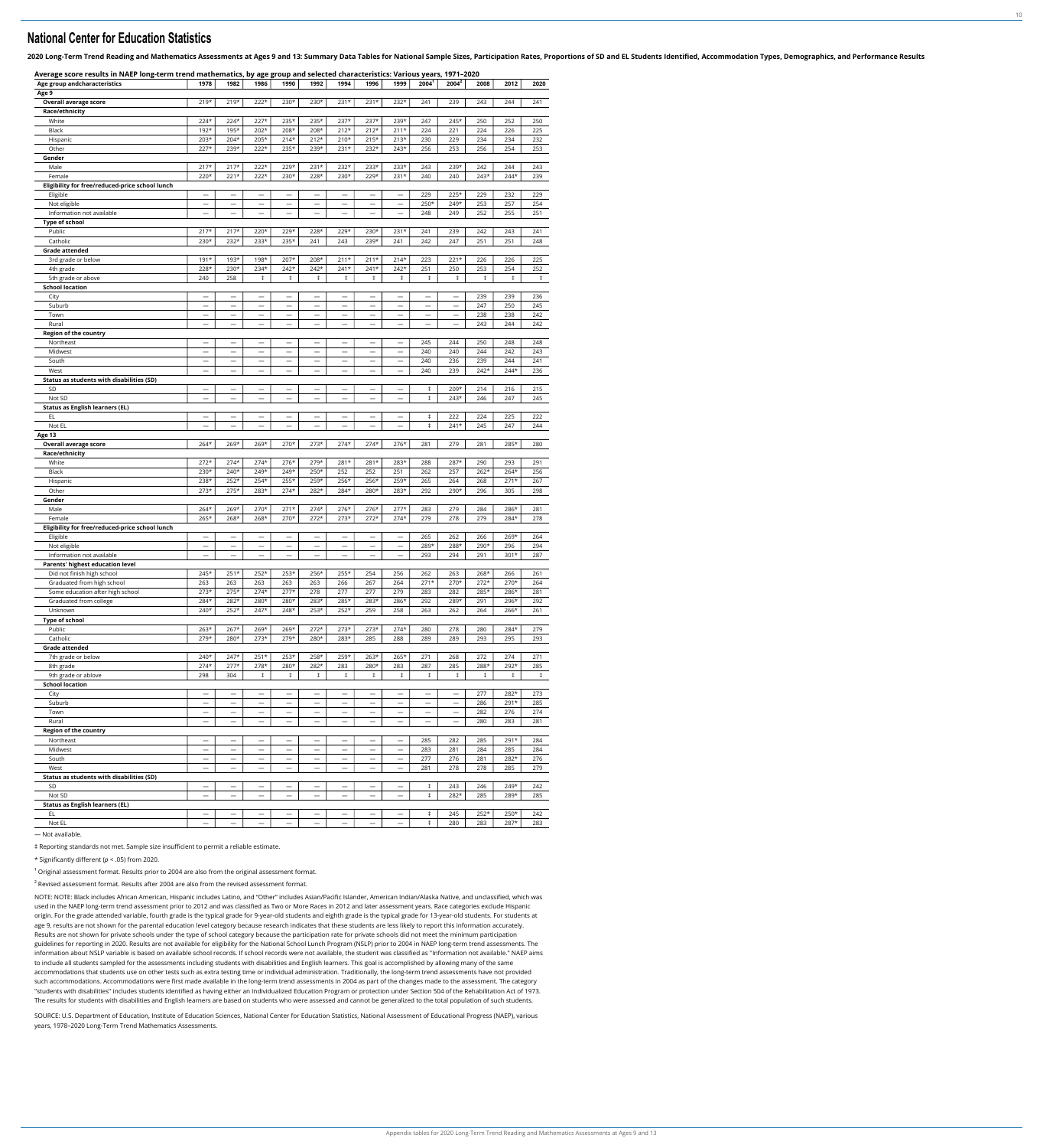# National Center for Education Statistics

**2020 Long-Term Trend Reading and Mathematics Assessments at Ages 9 and 13: Summary Data Tables for National Sample Sizes, Participation Rates, Proportions of SD and EL Students Identified, Accommodation Types, Demographics, and Performance Results**

**Average score results in NAEP long-term trend mathematics, by age group and selected characteristics: Various years, 1971–2020**

| Age group andcharacteristics | 1978 | 1982 | 1986 | 1990 | 1992 | 1994 | 1996 | 1999 | 2004[1] | 2004[2] | 2008 | 2012 | 2020 |
|---|---|---|---|---|---|---|---|---|---|---|---|---|---|
| **Age 9** | | | | | | | | | | | | | |
| **Overall average score** | 219* | 219* | 222* | 230* | 230* | 231* | 231* | 232* | 241 | 239 | 243 | 244 | 241 |
| **Race/ethnicity** | | | | | | | | | | | | | |
| White | 224* | 224* | 227* | 235* | 235* | 237* | 237* | 239* | 247 | 245* | 250 | 252 | 250 |
| Black | 192* | 195* | 202* | 208* | 208* | 212* | 212* | 211* | 224 | 221 | 224 | 226 | 225 |
| Hispanic | 203* | 204* | 205* | 214* | 212* | 210* | 215* | 213* | 230 | 229 | 234 | 234 | 232 |
| Other | 227* | 239* | 222* | 235* | 239* | 231* | 232* | 243* | 256 | 253 | 256 | 254 | 253 |
| **Gender** | | | | | | | | | | | | | |
| Male | 217* | 217* | 222* | 229* | 231* | 232* | 233* | 233* | 243 | 239* | 242 | 244 | 243 |
| Female | 220* | 221* | 222* | 230* | 228* | 230* | 229* | 231* | 240 | 240 | 243* | 244* | 239 |
| **Eligibility for free/reduced-price school lunch** | | | | | | | | | | | | | |
| Eligible | — | — | — | — | — | — | — | — | 229 | 225* | 229 | 232 | 229 |
| Not eligible | — | — | — | — | — | — | — | — | 250* | 249* | 253 | 257 | 254 |
| Information not available | — | — | — | — | — | — | — | — | 248 | 249 | 252 | 255 | 251 |
| **Type of school** | | | | | | | | | | | | | |
| Public | 217* | 217* | 220* | 229* | 228* | 229* | 230* | 231* | 241 | 239 | 242 | 243 | 241 |
| Catholic | 230* | 232* | 233* | 235* | 241 | 243 | 239* | 241 | 242 | 247 | 251 | 251 | 248 |
| **Grade attended** | | | | | | | | | | | | | |
| 3rd grade or below | 191* | 193* | 198* | 207* | 208* | 211* | 211* | 214* | 223 | 221* | 226 | 226 | 225 |
| 4th grade | 228* | 230* | 234* | 242* | 242* | 241* | 241* | 242* | 251 | 250 | 253 | 254 | 252 |
| 5th grade or above | 240 | 258 | ‡ | ‡ | ‡ | ‡ | ‡ | ‡ | ‡ | ‡ | ‡ | ‡ | ‡ |
| **School location** | | | | | | | | | | | | | |
| City | — | — | — | — | — | — | — | — | — | — | 239 | 239 | 236 |
| Suburb | — | — | — | — | — | — | — | — | — | — | 247 | 250 | 245 |
| Town | — | — | — | — | — | — | — | — | — | — | 238 | 238 | 242 |
| Rural | — | — | — | — | — | — | — | — | — | — | 243 | 244 | 242 |
| **Region of the country** | | | | | | | | | | | | | |
| Northeast | — | — | — | — | — | — | — | — | 245 | 244 | 250 | 248 | 248 |
| Midwest | — | — | — | — | — | — | — | — | 240 | 240 | 244 | 242 | 243 |
| South | — | — | — | — | — | — | — | — | 240 | 236 | 239 | 244 | 241 |
| West | — | — | — | — | — | — | — | — | 240 | 239 | 242* | 244* | 236 |
| **Status as students with disabilities (SD)** | | | | | | | | | | | | | |
| SD | — | — | — | — | — | — | — | — | ‡ | 209* | 214 | 216 | 215 |
| Not SD | — | — | — | — | — | — | — | — | ‡ | 243* | 246 | 247 | 245 |
| **Status as English learners (EL)** | | | | | | | | | | | | | |
| EL | — | — | — | — | — | — | — | — | ‡ | 222 | 224 | 225 | 222 |
| Not EL | — | — | — | — | — | — | — | — | ‡ | 241* | 245 | 247 | 244 |
| **Age 13** | | | | | | | | | | | | | |
| **Overall average score** | 264* | 269* | 269* | 270* | 273* | 274* | 274* | 276* | 281 | 279 | 281 | 285* | 280 |
| **Race/ethnicity** | | | | | | | | | | | | | |
| White | 272* | 274* | 274* | 276* | 279* | 281* | 281* | 283* | 288 | 287* | 290 | 293 | 291 |
| Black | 230* | 240* | 249* | 249* | 250* | 252 | 252 | 251 | 262 | 257 | 262* | 264* | 256 |
| Hispanic | 238* | 252* | 254* | 255* | 259* | 256* | 256* | 259* | 265 | 264 | 268 | 271* | 267 |
| Other | 273* | 275* | 283* | 274* | 282* | 284* | 280* | 283* | 292 | 290* | 296 | 305 | 298 |
| **Gender** | | | | | | | | | | | | | |
| Male | 264* | 269* | 270* | 271* | 274* | 276* | 276* | 277* | 283 | 279 | 284 | 286* | 281 |
| Female | 265* | 268* | 268* | 270* | 272* | 273* | 272* | 274* | 279 | 278 | 279 | 284* | 278 |
| **Eligibility for free/reduced-price school lunch** | | | | | | | | | | | | | |
| Eligible | — | — | — | — | — | — | — | — | 265 | 262 | 266 | 269* | 264 |
| Not eligible | — | — | — | — | — | — | — | — | 289* | 288* | 290* | 296 | 294 |
| Information not available | — | — | — | — | — | — | — | — | 293 | 294 | 291 | 301* | 287 |
| **Parents' highest education level** | | | | | | | | | | | | | |
| Did not finish high school | 245* | 251* | 252* | 253* | 256* | 255* | 254 | 256 | 262 | 263 | 268* | 266 | 261 |
| Graduated from high school | 263 | 263 | 263 | 263 | 263 | 266 | 267 | 264 | 271* | 270* | 272* | 270* | 264 |
| Some education after high school | 273* | 275* | 274* | 277* | 278 | 277 | 277 | 279 | 283 | 282 | 285* | 286* | 281 |
| Graduated from college | 284* | 282* | 280* | 280* | 283* | 285* | 283* | 286* | 292 | 289* | 291 | 296* | 292 |
| Unknown | 240* | 252* | 247* | 248* | 253* | 252* | 259 | 258 | 263 | 262 | 264 | 266* | 261 |
| **Type of school** | | | | | | | | | | | | | |
| Public | 263* | 267* | 269* | 269* | 272* | 273* | 273* | 274* | 280 | 278 | 280 | 284* | 279 |
| Catholic | 279* | 280* | 273* | 279* | 280* | 283* | 285 | 288 | 289 | 289 | 293 | 295 | 293 |
| **Grade attended** | | | | | | | | | | | | | |
| 7th grade or below | 240* | 247* | 251* | 253* | 258* | 259* | 263* | 265* | 271 | 268 | 272 | 274 | 271 |
| 8th grade | 274* | 277* | 278* | 280* | 282* | 283 | 280* | 283 | 287 | 285 | 288* | 292* | 285 |
| 9th grade or above | 298 | 304 | ‡ | ‡ | ‡ | ‡ | ‡ | ‡ | ‡ | ‡ | ‡ | ‡ | ‡ |
| **School location** | | | | | | | | | | | | | |
| City | — | — | — | — | — | — | — | — | — | — | 277 | 282* | 273 |
| Suburb | — | — | — | — | — | — | — | — | — | — | 286 | 291* | 285 |
| Town | — | — | — | — | — | — | — | — | — | — | 282 | 276 | 274 |
| Rural | — | — | — | — | — | — | — | — | — | — | 280 | 283 | 281 |
| **Region of the country** | | | | | | | | | | | | | |
| Northeast | — | — | — | — | — | — | — | — | 285 | 282 | 285 | 291* | 284 |
| Midwest | — | — | — | — | — | — | — | — | 283 | 281 | 284 | 285 | 284 |
| South | — | — | — | — | — | — | — | — | 277 | 276 | 281 | 282* | 276 |
| West | — | — | — | — | — | — | — | — | 281 | 278 | 278 | 285 | 279 |
| **Status as students with disabilities (SD)** | | | | | | | | | | | | | |
| SD | — | — | — | — | — | — | — | — | ‡ | 243 | 246 | 249* | 242 |
| Not SD | — | — | — | — | — | — | — | — | ‡ | 282* | 285 | 289* | 285 |
| **Status as English learners (EL)** | | | | | | | | | | | | | |
| EL | — | — | — | — | — | — | — | — | ‡ | 245 | 252* | 250* | 242 |
| Not EL | — | — | — | — | — | — | — | — | ‡ | 280 | 283 | 287* | 283 |

— Not available.

‡ Reporting standards not met. Sample size insufficient to permit a reliable estimate.

* Significantly different ($p < .05$) from 2020.

[1] Original assessment format. Results prior to 2004 are also from the original assessment format.

[2] Revised assessment format. Results after 2004 are also from the revised assessment format.

NOTE: NOTE: Black includes African American, Hispanic includes Latino, and "Other" includes Asian/Pacific Islander, American Indian/Alaska Native, and unclassified, which was used in the NAEP long-term trend assessment prior to 2012 and was classified as Two or More Races in 2012 and later assessment years. Race categories exclude Hispanic origin. For the grade attended variable, fourth grade is the typical grade for 9-year-old students and eighth grade is the typical grade for 13-year-old students. For students at age 9, results are not shown for the parental education level category because research indicates that these students are less likely to report this information accurately. Results are not shown for private schools under the type of school category because the participation rate for private schools did not meet the minimum participation guidelines for reporting in 2020. Results are not available for eligibility for the National School Lunch Program (NSLP) prior to 2004 in NAEP long-term trend assessments. The information about NSLP variable is based on available school records. If school records were not available, the student was classified as "Information not available." NAEP aims to include all students sampled for the assessments including students with disabilities and English learners. This goal is accomplished by allowing many of the same accommodations that students use on other tests such as extra testing time or individual administration. Traditionally, the long-term trend assessments have not provided such accommodations. Accommodations were first made available in the long-term trend assessments in 2004 as part of the changes made to the assessment. The category "students with disabilities" includes students identified as having either an Individualized Education Program or protection under Section 504 of the Rehabilitation Act of 1973. The results for students with disabilities and English learners are based on students who were assessed and cannot be generalized to the total population of such students.

SOURCE: U.S. Department of Education, Institute of Education Sciences, National Center for Education Statistics, National Assessment of Educational Progress (NAEP), various years, 1978–2020 Long-Term Trend Mathematics Assessments.